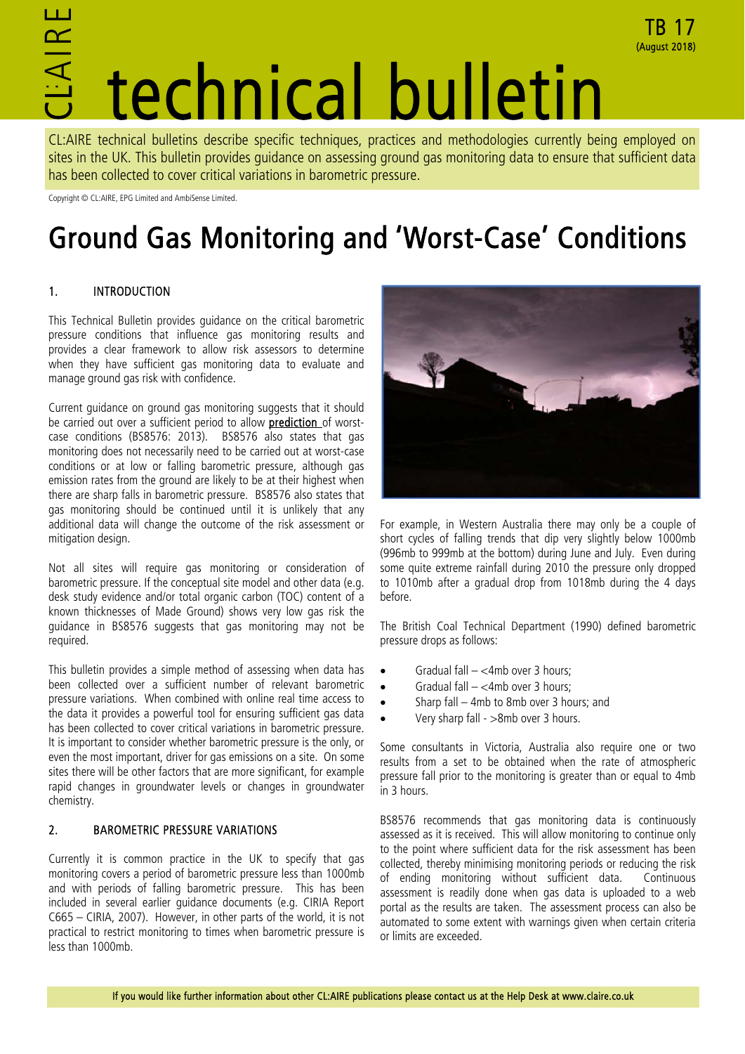# technical bulletin

TB 17 (August 2018)

CL:AIRE technical bulletins describe specific techniques, practices and methodologies currently being employed on sites in the UK. This bulletin provides guidance on assessing ground gas monitoring data to ensure that sufficient data has been collected to cover critical variations in barometric pressure.

Copyright © CL:AIRE, EPG Limited and AmbiSense Limited.

# Ground Gas Monitoring and 'Worst-Case' Conditions

## 1. INTRODUCTION

This Technical Bulletin provides guidance on the critical barometric pressure conditions that influence gas monitoring results and provides a clear framework to allow risk assessors to determine when they have sufficient gas monitoring data to evaluate and manage ground gas risk with confidence.

Current guidance on ground gas monitoring suggests that it should be carried out over a sufficient period to allow **prediction** of worst-case conditions (BS8576: 2013). BS8576 also states that gas monitoring does not necessarily need to be carried out at worst-case conditions or at low or falling barometric pressure, although gas emission rates from the ground are likely to be at their highest when there are sharp falls in barometric pressure. BS8576 also states that gas monitoring should be continued until it is unlikely that any additional data will change the outcome of the risk assessment or mitigation design.

Not all sites will require gas monitoring or consideration of barometric pressure. If the conceptual site model and other data (e.g. desk study evidence and/or total organic carbon (TOC) content of a known thicknesses of Made Ground) shows very low gas risk the guidance in BS8576 suggests that gas monitoring may not be required.

This bulletin provides a simple method of assessing when data has been collected over a sufficient number of relevant barometric pressure variations. When combined with online real time access to the data it provides a powerful tool for ensuring sufficient gas data has been collected to cover critical variations in barometric pressure. It is important to consider whether barometric pressure is the only, or even the most important, driver for gas emissions on a site. On some sites there will be other factors that are more significant, for example rapid changes in groundwater levels or changes in groundwater chemistry.

## 2. BAROMETRIC PRESSURE VARIATIONS

Currently it is common practice in the UK to specify that gas monitoring covers a period of barometric pressure less than 1000mb and with periods of falling barometric pressure. This has been included in several earlier guidance documents (e.g. CIRIA Report C665 – CIRIA, 2007). However, in other parts of the world, it is not practical to restrict monitoring to times when barometric pressure is less than 1000mb.

For example, in Western Australia there may only be a couple of short cycles of falling trends that dip very slightly below 1000mb (996mb to 999mb at the bottom) during June and July. Even during some quite extreme rainfall during 2010 the pressure only dropped to 1010mb after a gradual drop from 1018mb during the 4 days before.

The British Coal Technical Department (1990) defined barometric pressure drops as follows:

- Gradual fall – <4mb over 3 hours;
- Gradual fall – <4mb over 3 hours;
- Sharp fall – 4mb to 8mb over 3 hours; and
- Very sharp fall - >8mb over 3 hours.

Some consultants in Victoria, Australia also require one or two results from a set to be obtained when the rate of atmospheric pressure fall prior to the monitoring is greater than or equal to 4mb in 3 hours.

BS8576 recommends that gas monitoring data is continuously assessed as it is received. This will allow monitoring to continue only to the point where sufficient data for the risk assessment has been collected, thereby minimising monitoring periods or reducing the risk of ending monitoring without sufficient data. Continuous assessment is readily done when gas data is uploaded to a web portal as the results are taken. The assessment process can also be automated to some extent with warnings given when certain criteria or limits are exceeded.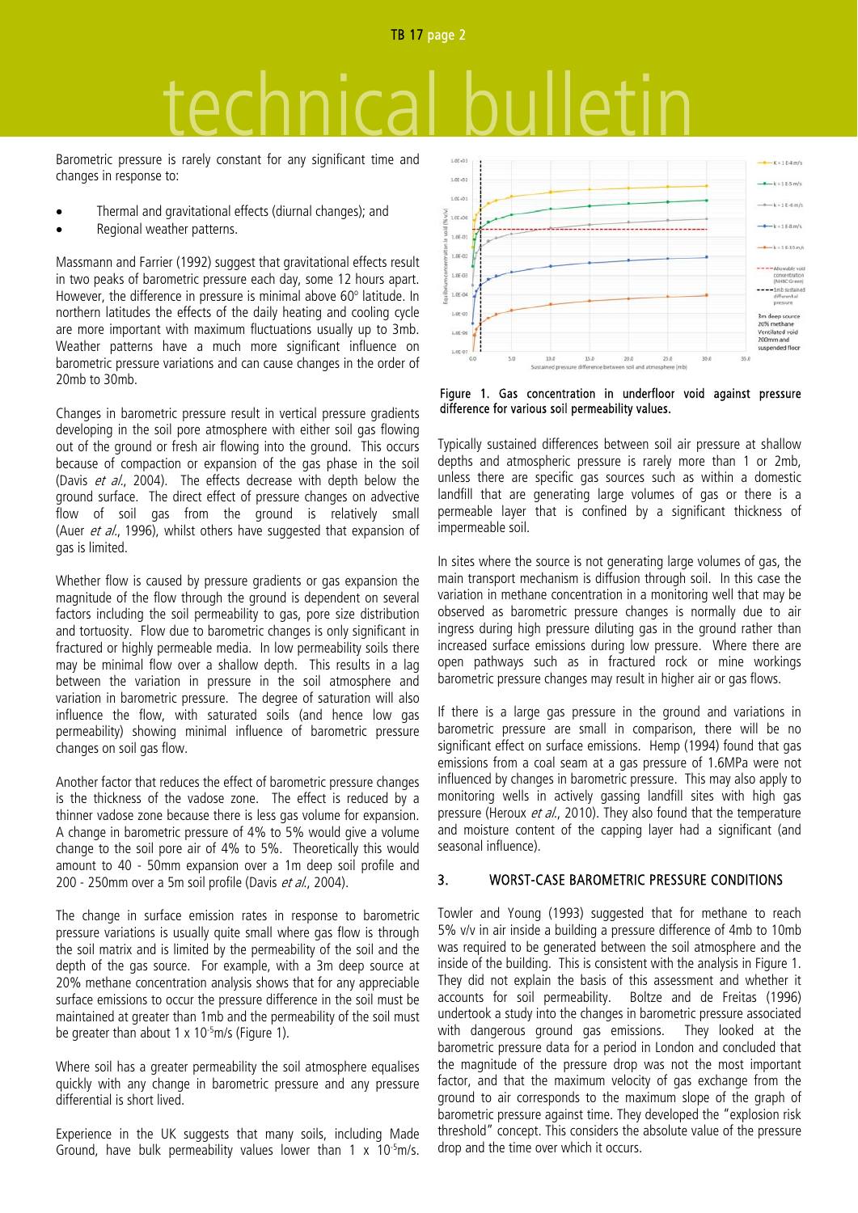Barometric pressure is rarely constant for any significant time and changes in response to:

- Thermal and gravitational effects (diurnal changes); and
- Regional weather patterns.

Massmann and Farrier (1992) suggest that gravitational effects result in two peaks of barometric pressure each day, some 12 hours apart. However, the difference in pressure is minimal above 60° latitude. In northern latitudes the effects of the daily heating and cooling cycle are more important with maximum fluctuations usually up to 3mb. Weather patterns have a much more significant influence on barometric pressure variations and can cause changes in the order of 20mb to 30mb.

Changes in barometric pressure result in vertical pressure gradients developing in the soil pore atmosphere with either soil gas flowing out of the ground or fresh air flowing into the ground. This occurs because of compaction or expansion of the gas phase in the soil (Davis *et al*., 2004). The effects decrease with depth below the ground surface. The direct effect of pressure changes on advective flow of soil gas from the ground is relatively small (Auer *et al*., 1996), whilst others have suggested that expansion of gas is limited.

Whether flow is caused by pressure gradients or gas expansion the magnitude of the flow through the ground is dependent on several factors including the soil permeability to gas, pore size distribution and tortuosity. Flow due to barometric changes is only significant in fractured or highly permeable media. In low permeability soils there may be minimal flow over a shallow depth. This results in a lag between the variation in pressure in the soil atmosphere and variation in barometric pressure. The degree of saturation will also influence the flow, with saturated soils (and hence low gas permeability) showing minimal influence of barometric pressure changes on soil gas flow.

Another factor that reduces the effect of barometric pressure changes is the thickness of the vadose zone. The effect is reduced by a thinner vadose zone because there is less gas volume for expansion. A change in barometric pressure of 4% to 5% would give a volume change to the soil pore air of 4% to 5%. Theoretically this would amount to 40 - 50mm expansion over a 1m deep soil profile and 200 - 250mm over a 5m soil profile (Davis *et al*., 2004).

The change in surface emission rates in response to barometric pressure variations is usually quite small where gas flow is through the soil matrix and is limited by the permeability of the soil and the depth of the gas source. For example, with a 3m deep source at 20% methane concentration analysis shows that for any appreciable surface emissions to occur the pressure difference in the soil must be maintained at greater than 1mb and the permeability of the soil must be greater than about 1 x $10^{-5}$m/s (Figure 1).

Where soil has a greater permeability the soil atmosphere equalises quickly with any change in barometric pressure and any pressure differential is short lived.

Experience in the UK suggests that many soils, including Made Ground, have bulk permeability values lower than 1 x $10^{-5}$m/s.

Equilibrium concentration in void (% v/v)
1.0E+03
1.0E+02
1.0E+01
1.0E+00
1.0E-01
1.0E-02
1.0E-03
1.0E-04
1.0E-05
1.0E-06
1.0E-07
0.0
5.0
10.0
15.0
20.0
25.0
30.0
35.0
Sustained pressure difference between soil and atmosphere (mb)
K = 1 E-4 m/s
k = 1 E-5 m/s
k = 1 E-6 m/s
k = 1 E-8 m/s
k = 1 E-10 m/s
Allowable void concentration (NHBC Green)
1mb sustained differential pressure
3m deep source
20% methane
Ventilated void
200mm and suspended floor

Figure 1. Gas concentration in underfloor void against pressure difference for various soil permeability values.

Typically sustained differences between soil air pressure at shallow depths and atmospheric pressure is rarely more than 1 or 2mb, unless there are specific gas sources such as within a domestic landfill that are generating large volumes of gas or there is a permeable layer that is confined by a significant thickness of impermeable soil.

In sites where the source is not generating large volumes of gas, the main transport mechanism is diffusion through soil. In this case the variation in methane concentration in a monitoring well that may be observed as barometric pressure changes is normally due to air ingress during high pressure diluting gas in the ground rather than increased surface emissions during low pressure. Where there are open pathways such as in fractured rock or mine workings barometric pressure changes may result in higher air or gas flows.

If there is a large gas pressure in the ground and variations in barometric pressure are small in comparison, there will be no significant effect on surface emissions. Hemp (1994) found that gas emissions from a coal seam at a gas pressure of 1.6MPa were not influenced by changes in barometric pressure. This may also apply to monitoring wells in actively gassing landfill sites with high gas pressure (Heroux *et al*., 2010). They also found that the temperature and moisture content of the capping layer had a significant (and seasonal influence).

## 3. WORST-CASE BAROMETRIC PRESSURE CONDITIONS

Towler and Young (1993) suggested that for methane to reach 5% v/v in air inside a building a pressure difference of 4mb to 10mb was required to be generated between the soil atmosphere and the inside of the building. This is consistent with the analysis in Figure 1. They did not explain the basis of this assessment and whether it accounts for soil permeability. Boltze and de Freitas (1996) undertook a study into the changes in barometric pressure associated with dangerous ground gas emissions. They looked at the barometric pressure data for a period in London and concluded that the magnitude of the pressure drop was not the most important factor, and that the maximum velocity of gas exchange from the ground to air corresponds to the maximum slope of the graph of barometric pressure against time. They developed the "explosion risk threshold" concept. This considers the absolute value of the pressure drop and the time over which it occurs.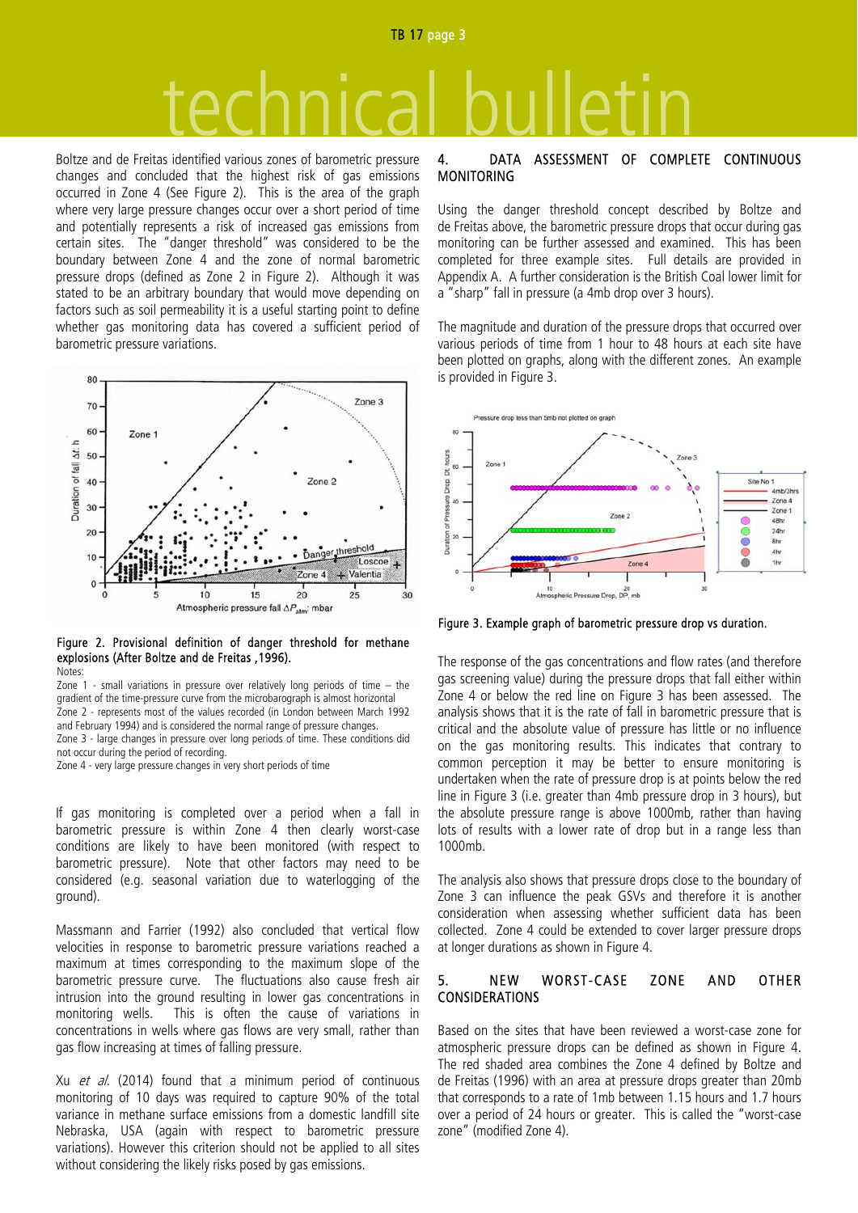Boltze and de Freitas identified various zones of barometric pressure changes and concluded that the highest risk of gas emissions occurred in Zone 4 (See Figure 2). This is the area of the graph where very large pressure changes occur over a short period of time and potentially represents a risk of increased gas emissions from certain sites. The "danger threshold" was considered to be the boundary between Zone 4 and the zone of normal barometric pressure drops (defined as Zone 2 in Figure 2). Although it was stated to be an arbitrary boundary that would move depending on factors such as soil permeability it is a useful starting point to define whether gas monitoring data has covered a sufficient period of barometric pressure variations.

Zone 1
Zone 2
Zone 3
Zone 4
Danger threshold
Loscoe
Valentia
Duration of fall $\Delta t$: h
Atmospheric pressure fall $\Delta P_{atm}$: mbar

Figure 2. Provisional definition of danger threshold for methane explosions (After Boltze and de Freitas ,1996).

Notes:

Zone 1 - small variations in pressure over relatively long periods of time – the gradient of the time-pressure curve from the microbarograph is almost horizontal

Zone 2 - represents most of the values recorded (in London between March 1992 and February 1994) and is considered the normal range of pressure changes.

Zone 3 - large changes in pressure over long periods of time. These conditions did not occur during the period of recording.

Zone 4 - very large pressure changes in very short periods of time

If gas monitoring is completed over a period when a fall in barometric pressure is within Zone 4 then clearly worst-case conditions are likely to have been monitored (with respect to barometric pressure). Note that other factors may need to be considered (e.g. seasonal variation due to waterlogging of the ground).

Massmann and Farrier (1992) also concluded that vertical flow velocities in response to barometric pressure variations reached a maximum at times corresponding to the maximum slope of the barometric pressure curve. The fluctuations also cause fresh air intrusion into the ground resulting in lower gas concentrations in monitoring wells. This is often the cause of variations in concentrations in wells where gas flows are very small, rather than gas flow increasing at times of falling pressure.

Xu *et al.* (2014) found that a minimum period of continuous monitoring of 10 days was required to capture 90% of the total variance in methane surface emissions from a domestic landfill site Nebraska, USA (again with respect to barometric pressure variations). However this criterion should not be applied to all sites without considering the likely risks posed by gas emissions.

## 4. DATA ASSESSMENT OF COMPLETE CONTINUOUS MONITORING

Using the danger threshold concept described by Boltze and de Freitas above, the barometric pressure drops that occur during gas monitoring can be further assessed and examined. This has been completed for three example sites. Full details are provided in Appendix A. A further consideration is the British Coal lower limit for a "sharp" fall in pressure (a 4mb drop over 3 hours).

The magnitude and duration of the pressure drops that occurred over various periods of time from 1 hour to 48 hours at each site have been plotted on graphs, along with the different zones. An example is provided in Figure 3.

Pressure drop less than 5mb not plotted on graph
Zone 1
Zone 2
Zone 3
Zone 4
Duration of Pressure Drop, Dt, hours
Atmospheric Pressure Drop, DP, mb
Site No 1
4mb/3hrs
Zone 4
Zone 1
48hr
24hr
8hr
4hr
1hr

Figure 3. Example graph of barometric pressure drop vs duration.

The response of the gas concentrations and flow rates (and therefore gas screening value) during the pressure drops that fall either within Zone 4 or below the red line on Figure 3 has been assessed. The analysis shows that it is the rate of fall in barometric pressure that is critical and the absolute value of pressure has little or no influence on the gas monitoring results. This indicates that contrary to common perception it may be better to ensure monitoring is undertaken when the rate of pressure drop is at points below the red line in Figure 3 (i.e. greater than 4mb pressure drop in 3 hours), but the absolute pressure range is above 1000mb, rather than having lots of results with a lower rate of drop but in a range less than 1000mb.

The analysis also shows that pressure drops close to the boundary of Zone 3 can influence the peak GSVs and therefore it is another consideration when assessing whether sufficient data has been collected. Zone 4 could be extended to cover larger pressure drops at longer durations as shown in Figure 4.

## 5. NEW WORST-CASE ZONE AND OTHER CONSIDERATIONS

Based on the sites that have been reviewed a worst-case zone for atmospheric pressure drops can be defined as shown in Figure 4. The red shaded area combines the Zone 4 defined by Boltze and de Freitas (1996) with an area at pressure drops greater than 20mb that corresponds to a rate of 1mb between 1.15 hours and 1.7 hours over a period of 24 hours or greater. This is called the "worst-case zone" (modified Zone 4).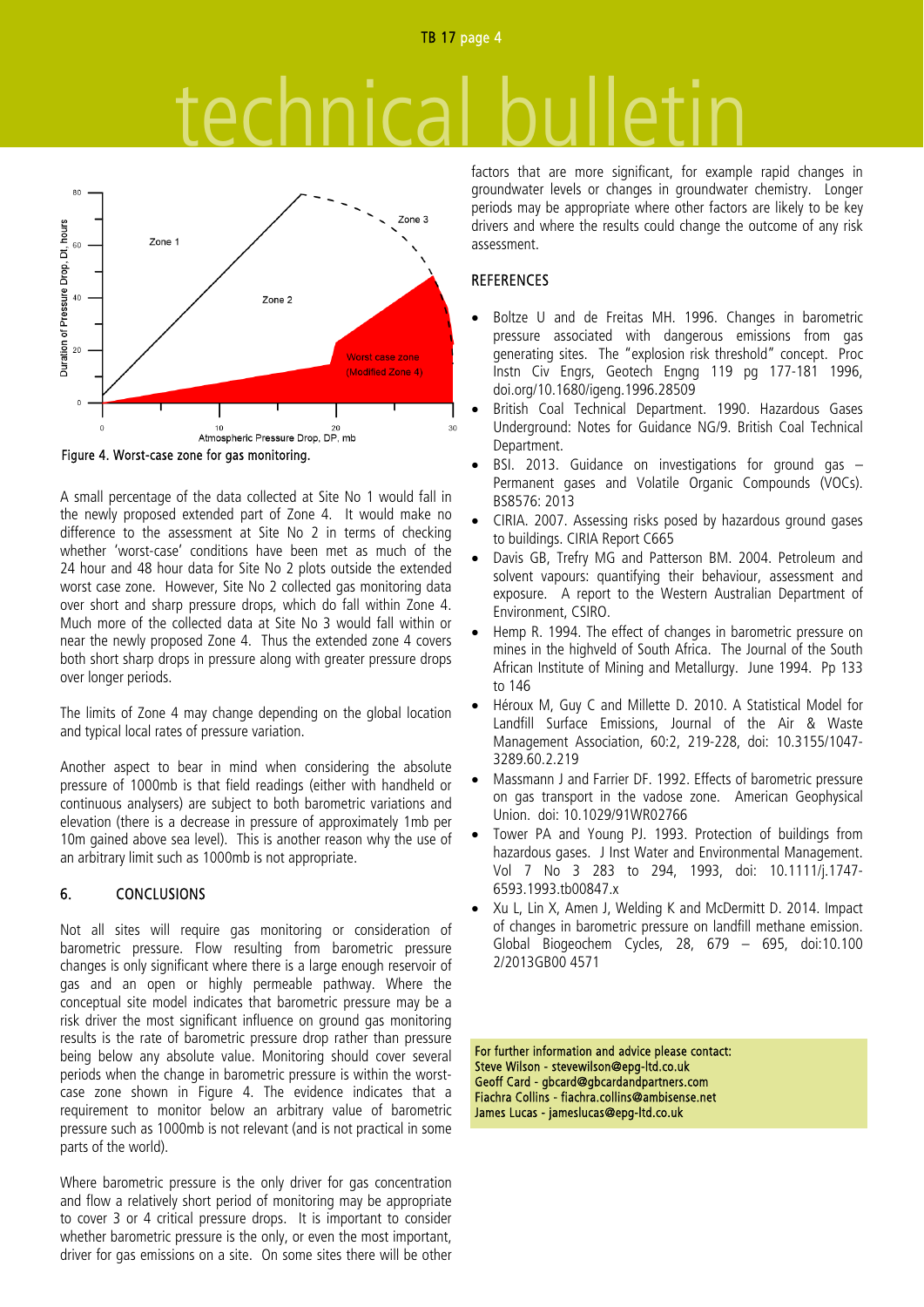Figure 4. Worst-case zone for gas monitoring.

A small percentage of the data collected at Site No 1 would fall in the newly proposed extended part of Zone 4. It would make no difference to the assessment at Site No 2 in terms of checking whether 'worst-case' conditions have been met as much of the 24 hour and 48 hour data for Site No 2 plots outside the extended worst case zone. However, Site No 2 collected gas monitoring data over short and sharp pressure drops, which do fall within Zone 4. Much more of the collected data at Site No 3 would fall within or near the newly proposed Zone 4. Thus the extended zone 4 covers both short sharp drops in pressure along with greater pressure drops over longer periods.

The limits of Zone 4 may change depending on the global location and typical local rates of pressure variation.

Another aspect to bear in mind when considering the absolute pressure of 1000mb is that field readings (either with handheld or continuous analysers) are subject to both barometric variations and elevation (there is a decrease in pressure of approximately 1mb per 10m gained above sea level). This is another reason why the use of an arbitrary limit such as 1000mb is not appropriate.

## 6. CONCLUSIONS

Not all sites will require gas monitoring or consideration of barometric pressure. Flow resulting from barometric pressure changes is only significant where there is a large enough reservoir of gas and an open or highly permeable pathway. Where the conceptual site model indicates that barometric pressure may be a risk driver the most significant influence on ground gas monitoring results is the rate of barometric pressure drop rather than pressure being below any absolute value. Monitoring should cover several periods when the change in barometric pressure is within the worst-case zone shown in Figure 4. The evidence indicates that a requirement to monitor below an arbitrary value of barometric pressure such as 1000mb is not relevant (and is not practical in some parts of the world).

Where barometric pressure is the only driver for gas concentration and flow a relatively short period of monitoring may be appropriate to cover 3 or 4 critical pressure drops. It is important to consider whether barometric pressure is the only, or even the most important, driver for gas emissions on a site. On some sites there will be other factors that are more significant, for example rapid changes in groundwater levels or changes in groundwater chemistry. Longer periods may be appropriate where other factors are likely to be key drivers and where the results could change the outcome of any risk assessment.

## REFERENCES

- Boltze U and de Freitas MH. 1996. Changes in barometric pressure associated with dangerous emissions from gas generating sites. The "explosion risk threshold" concept. Proc Instn Civ Engrs, Geotech Engng 119 pg 177-181 1996, doi.org/10.1680/igeng.1996.28509
- British Coal Technical Department. 1990. Hazardous Gases Underground: Notes for Guidance NG/9. British Coal Technical Department.
- BSI. 2013. Guidance on investigations for ground gas – Permanent gases and Volatile Organic Compounds (VOCs). BS8576: 2013
- CIRIA. 2007. Assessing risks posed by hazardous ground gases to buildings. CIRIA Report C665
- Davis GB, Trefry MG and Patterson BM. 2004. Petroleum and solvent vapours: quantifying their behaviour, assessment and exposure. A report to the Western Australian Department of Environment, CSIRO.
- Hemp R. 1994. The effect of changes in barometric pressure on mines in the highveld of South Africa. The Journal of the South African Institute of Mining and Metallurgy. June 1994. Pp 133 to 146
- Héroux M, Guy C and Millette D. 2010. A Statistical Model for Landfill Surface Emissions, Journal of the Air & Waste Management Association, 60:2, 219-228, doi: 10.3155/1047-3289.60.2.219
- Massmann J and Farrier DF. 1992. Effects of barometric pressure on gas transport in the vadose zone. American Geophysical Union. doi: 10.1029/91WR02766
- Tower PA and Young PJ. 1993. Protection of buildings from hazardous gases. J Inst Water and Environmental Management. Vol 7 No 3 283 to 294, 1993, doi: 10.1111/j.1747-6593.1993.tb00847.x
- Xu L, Lin X, Amen J, Welding K and McDermitt D. 2014. Impact of changes in barometric pressure on landfill methane emission. Global Biogeochem Cycles, 28, 679 – 695, doi:10.100 2/2013GB00 4571

For further information and advice please contact:
Steve Wilson - stevewilson@epg-ltd.co.uk
Geoff Card - gbcard@gbcardandpartners.com
Fiachra Collins - fiachra.collins@ambisense.net
James Lucas - jameslucas@epg-ltd.co.uk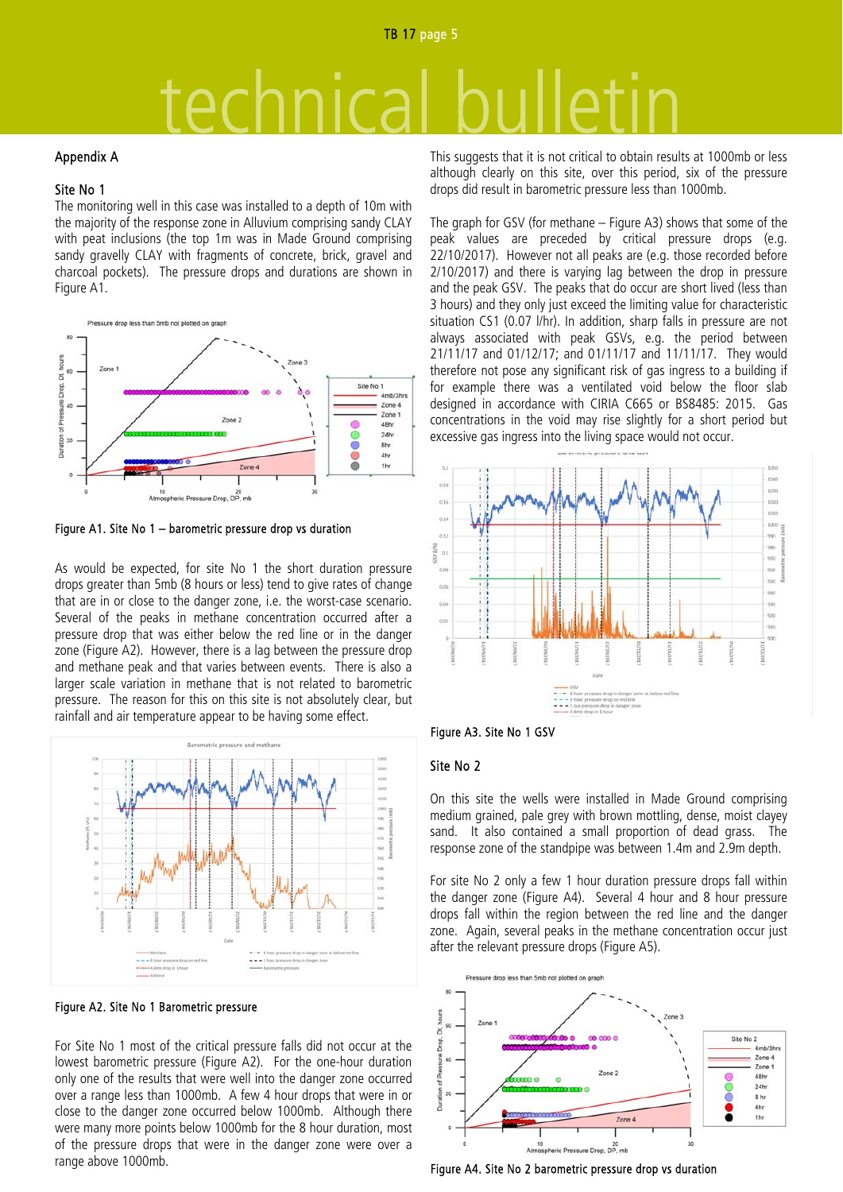## Appendix A

### Site No 1

The monitoring well in this case was installed to a depth of 10m with the majority of the response zone in Alluvium comprising sandy CLAY with peat inclusions (the top 1m was in Made Ground comprising sandy gravelly CLAY with fragments of concrete, brick, gravel and charcoal pockets). The pressure drops and durations are shown in Figure A1.

Pressure drop less than 5mb not plotted on graph

Zone 1
Zone 2
Zone 3
Zone 4
Duration of Pressure Drop, Dt, hours
Atmospheric Pressure Drop, DP, mb
Site No 1
4mb/3hrs
Zone 4
Zone 1
48hr
24hr
8hr
4hr
1hr

Figure A1. Site No 1 – barometric pressure drop vs duration

As would be expected, for site No 1 the short duration pressure drops greater than 5mb (8 hours or less) tend to give rates of change that are in or close to the danger zone, i.e. the worst-case scenario. Several of the peaks in methane concentration occurred after a pressure drop that was either below the red line or in the danger zone (Figure A2). However, there is a lag between the pressure drop and methane peak and that varies between events. There is also a larger scale variation in methane that is not related to barometric pressure. The reason for this on this site is not absolutely clear, but rainfall and air temperature appear to be having some effect.

Barometric pressure and methane

Figure A2. Site No 1 Barometric pressure

For Site No 1 most of the critical pressure falls did not occur at the lowest barometric pressure (Figure A2). For the one-hour duration only one of the results that were well into the danger zone occurred over a range less than 1000mb. A few 4 hour drops that were in or close to the danger zone occurred below 1000mb. Although there were many more points below 1000mb for the 8 hour duration, most of the pressure drops that were in the danger zone were over a range above 1000mb.

This suggests that it is not critical to obtain results at 1000mb or less although clearly on this site, over this period, six of the pressure drops did result in barometric pressure less than 1000mb.

The graph for GSV (for methane – Figure A3) shows that some of the peak values are preceded by critical pressure drops (e.g. 22/10/2017). However not all peaks are (e.g. those recorded before 2/10/2017) and there is varying lag between the drop in pressure and the peak GSV. The peaks that do occur are short lived (less than 3 hours) and they only just exceed the limiting value for characteristic situation CS1 (0.07 l/hr). In addition, sharp falls in pressure are not always associated with peak GSVs, e.g. between 21/11/17 and 01/12/17; and 01/11/17 and 11/11/17. They would therefore not pose any significant risk of gas ingress to a building if for example there was a ventilated void below the floor slab designed in accordance with CIRIA C665 or BS8485: 2015. Gas concentrations in the void may rise slightly for a short period but excessive gas ingress into the living space would not occur.

Barometric pressure and GSV

Figure A3. Site No 1 GSV

### Site No 2

On this site the wells were installed in Made Ground comprising medium grained, pale grey with brown mottling, dense, moist clayey sand. It also contained a small proportion of dead grass. The response zone of the standpipe was between 1.4m and 2.9m depth.

For site No 2 only a few 1 hour duration pressure drops fall within the danger zone (Figure A4). Several 4 hour and 8 hour pressure drops fall within the region between the red line and the danger zone. Again, several peaks in the methane concentration occur just after the relevant pressure drops (Figure A5).

Pressure drop less than 5mb not plotted on graph

Zone 1
Zone 2
Zone 3
Zone 4
Duration of Pressure Drop, Dt, hours
Atmospheric Pressure Drop, DP, mb
Site No 2
4mb/3hrs
Zone 4
Zone 1
48hr
24hr
8 hr
4hr
1hr

Figure A4. Site No 2 barometric pressure drop vs duration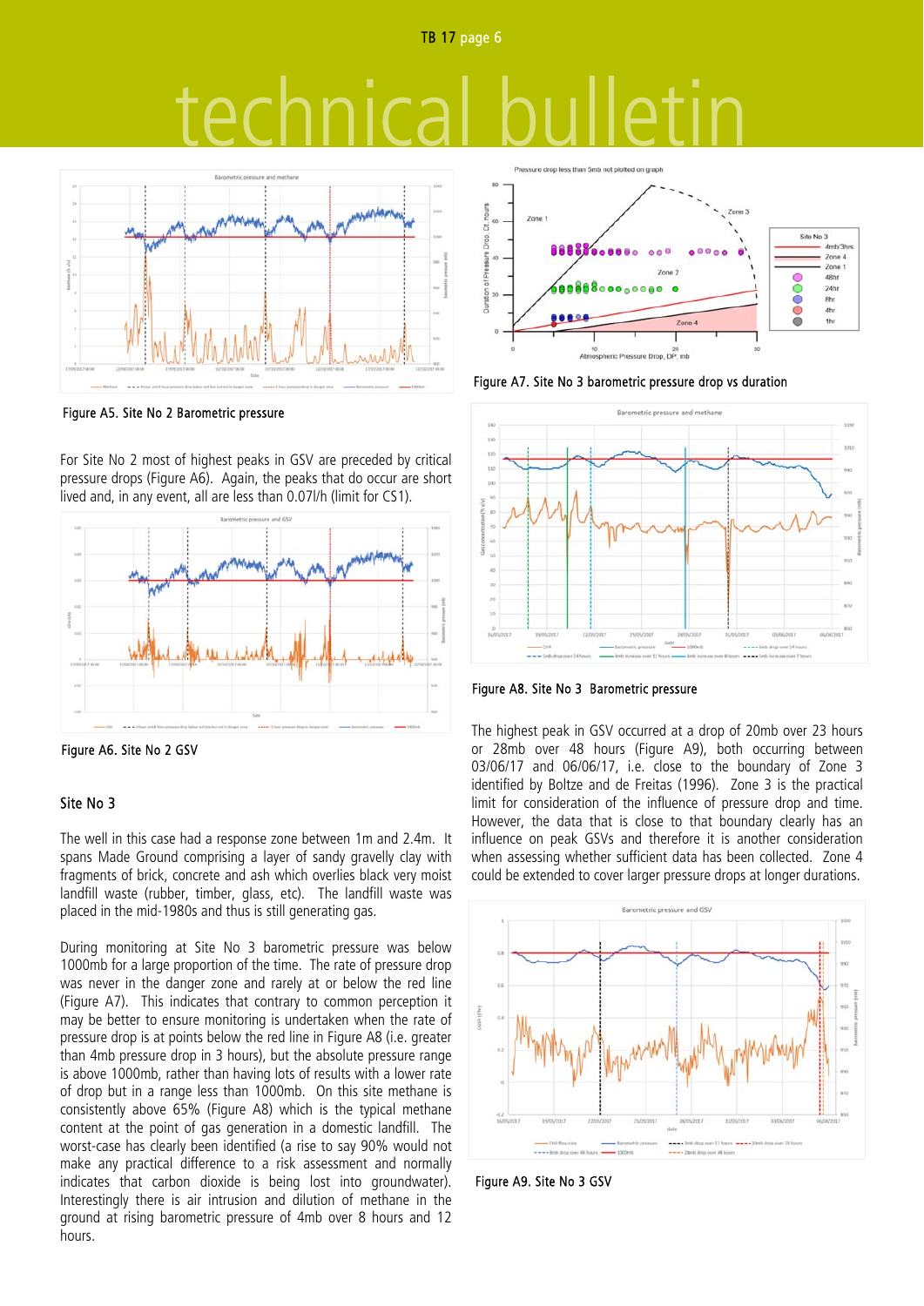Figure A5. Site No 2 Barometric pressure

For Site No 2 most of highest peaks in GSV are preceded by critical pressure drops (Figure A6). Again, the peaks that do occur are short lived and, in any event, all are less than 0.07l/h (limit for CS1).

Figure A6. Site No 2 GSV

## Site No 3

The well in this case had a response zone between 1m and 2.4m. It spans Made Ground comprising a layer of sandy gravelly clay with fragments of brick, concrete and ash which overlies black very moist landfill waste (rubber, timber, glass, etc). The landfill waste was placed in the mid-1980s and thus is still generating gas.

During monitoring at Site No 3 barometric pressure was below 1000mb for a large proportion of the time. The rate of pressure drop was never in the danger zone and rarely at or below the red line (Figure A7). This indicates that contrary to common perception it may be better to ensure monitoring is undertaken when the rate of pressure drop is at points below the red line in Figure A8 (i.e. greater than 4mb pressure drop in 3 hours), but the absolute pressure range is above 1000mb, rather than having lots of results with a lower rate of drop but in a range less than 1000mb. On this site methane is consistently above 65% (Figure A8) which is the typical methane content at the point of gas generation in a domestic landfill. The worst-case has clearly been identified (a rise to say 90% would not make any practical difference to a risk assessment and normally indicates that carbon dioxide is being lost into groundwater). Interestingly there is air intrusion and dilution of methane in the ground at rising barometric pressure of 4mb over 8 hours and 12 hours.

Pressure drop less than 5mb not plotted on graph

Figure A7. Site No 3 barometric pressure drop vs duration

Figure A8. Site No 3 Barometric pressure

The highest peak in GSV occurred at a drop of 20mb over 23 hours or 28mb over 48 hours (Figure A9), both occurring between 03/06/17 and 06/06/17, i.e. close to the boundary of Zone 3 identified by Boltze and de Freitas (1996). Zone 3 is the practical limit for consideration of the influence of pressure drop and time. However, the data that is close to that boundary clearly has an influence on peak GSVs and therefore it is another consideration when assessing whether sufficient data has been collected. Zone 4 could be extended to cover larger pressure drops at longer durations.

Figure A9. Site No 3 GSV